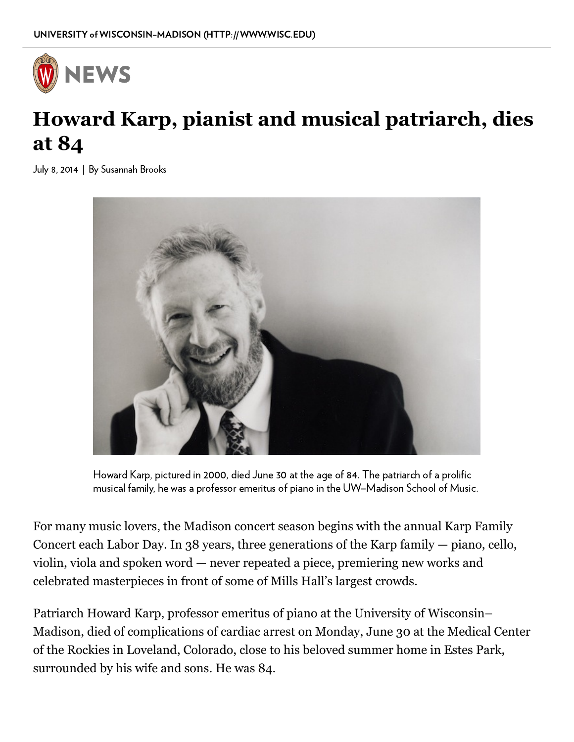UNIVERSITY of WISCONSIN–MADISON (HTTP://WWW.WISC.EDU)

NEWS

# Howard Karp, pianist and musical patriarch, dies at 84

July 8, 2014 | By Susannah Brooks

Howard Karp, pictured in 2000, died June 30 at the age of 84. The patriarch of a prolific musical family, he was a professor emeritus of piano in the UW–Madison School of Music.

For many music lovers, the Madison concert season begins with the annual Karp Family Concert each Labor Day. In 38 years, three generations of the Karp family — piano, cello, violin, viola and spoken word — never repeated a piece, premiering new works and celebrated masterpieces in front of some of Mills Hall's largest crowds.

Patriarch Howard Karp, professor emeritus of piano at the University of Wisconsin–Madison, died of complications of cardiac arrest on Monday, June 30 at the Medical Center of the Rockies in Loveland, Colorado, close to his beloved summer home in Estes Park, surrounded by his wife and sons. He was 84.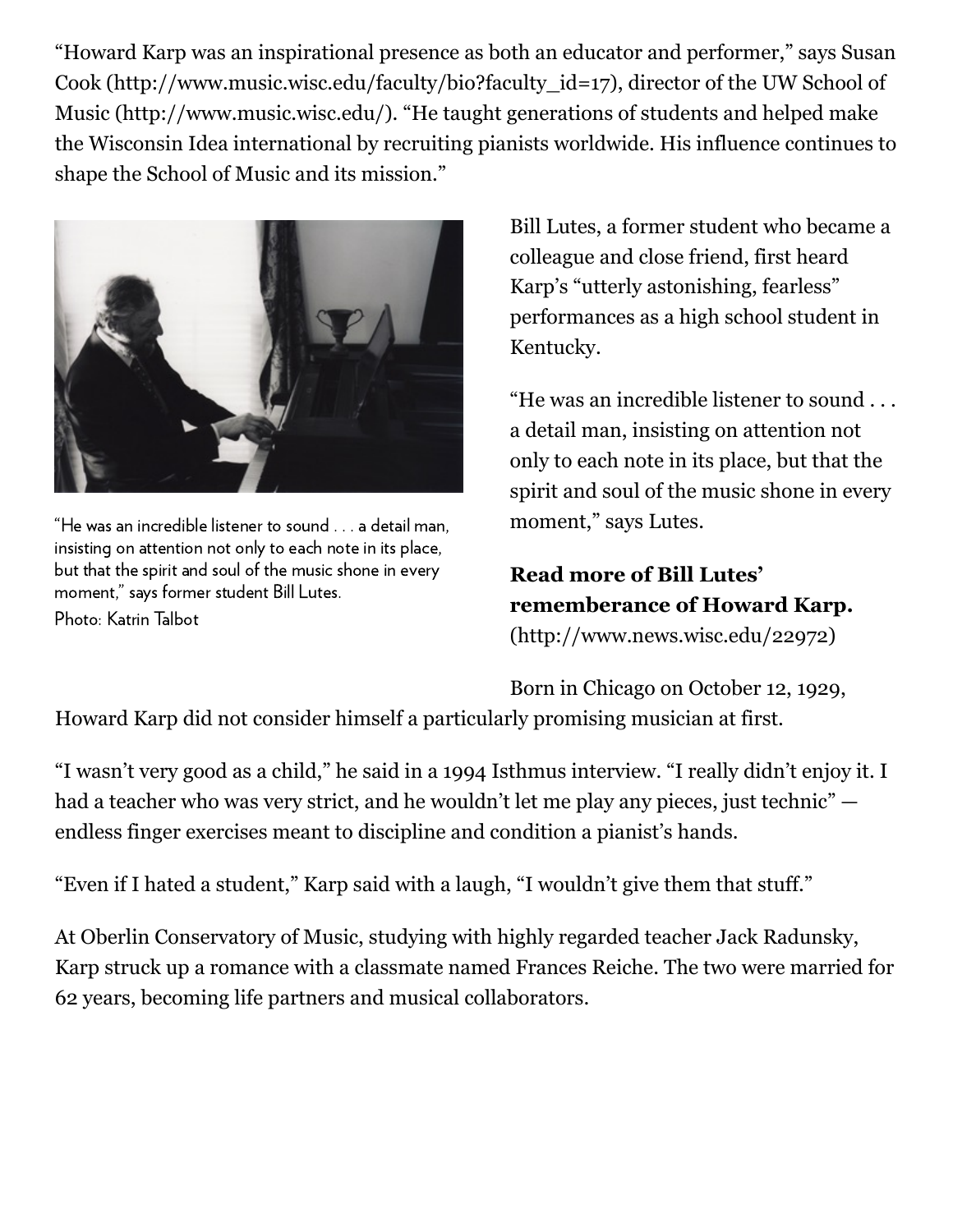"Howard Karp was an inspirational presence as both an educator and performer," says Susan Cook (http://www.music.wisc.edu/faculty/bio?faculty_id=17), director of the UW School of Music (http://www.music.wisc.edu/). "He taught generations of students and helped make the Wisconsin Idea international by recruiting pianists worldwide. His influence continues to shape the School of Music and its mission."

"He was an incredible listener to sound . . . a detail man, insisting on attention not only to each note in its place, but that the spirit and soul of the music shone in every moment," says former student Bill Lutes.
Photo: Katrin Talbot

Bill Lutes, a former student who became a colleague and close friend, first heard Karp's "utterly astonishing, fearless" performances as a high school student in Kentucky.

"He was an incredible listener to sound . . . a detail man, insisting on attention not only to each note in its place, but that the spirit and soul of the music shone in every moment," says Lutes.

**Read more of Bill Lutes' rememberance of Howard Karp.** (http://www.news.wisc.edu/22972)

Born in Chicago on October 12, 1929, Howard Karp did not consider himself a particularly promising musician at first.

"I wasn't very good as a child," he said in a 1994 Isthmus interview. "I really didn't enjoy it. I had a teacher who was very strict, and he wouldn't let me play any pieces, just technic" — endless finger exercises meant to discipline and condition a pianist's hands.

"Even if I hated a student," Karp said with a laugh, "I wouldn't give them that stuff."

At Oberlin Conservatory of Music, studying with highly regarded teacher Jack Radunsky, Karp struck up a romance with a classmate named Frances Reiche. The two were married for 62 years, becoming life partners and musical collaborators.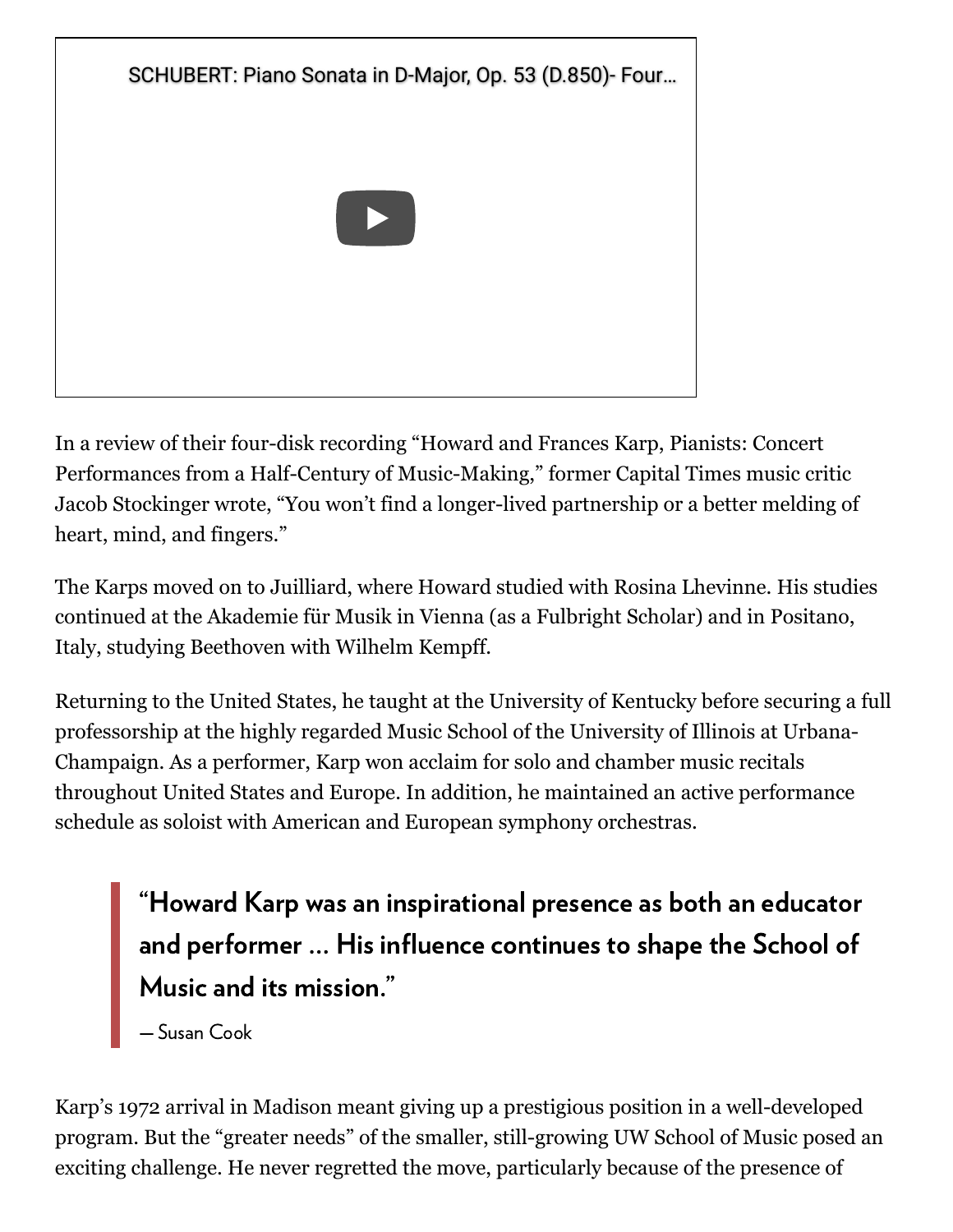SCHUBERT: Piano Sonata in D-Major, Op. 53 (D.850)- Four...

In a review of their four-disk recording "Howard and Frances Karp, Pianists: Concert Performances from a Half-Century of Music-Making," former Capital Times music critic Jacob Stockinger wrote, "You won't find a longer-lived partnership or a better melding of heart, mind, and fingers."

The Karps moved on to Juilliard, where Howard studied with Rosina Lhevinne. His studies continued at the Akademie für Musik in Vienna (as a Fulbright Scholar) and in Positano, Italy, studying Beethoven with Wilhelm Kempff.

Returning to the United States, he taught at the University of Kentucky before securing a full professorship at the highly regarded Music School of the University of Illinois at Urbana-Champaign. As a performer, Karp won acclaim for solo and chamber music recitals throughout United States and Europe. In addition, he maintained an active performance schedule as soloist with American and European symphony orchestras.

> **"Howard Karp was an inspirational presence as both an educator and performer ... His influence continues to shape the School of Music and its mission."**
>
> — Susan Cook

Karp's 1972 arrival in Madison meant giving up a prestigious position in a well-developed program. But the "greater needs" of the smaller, still-growing UW School of Music posed an exciting challenge. He never regretted the move, particularly because of the presence of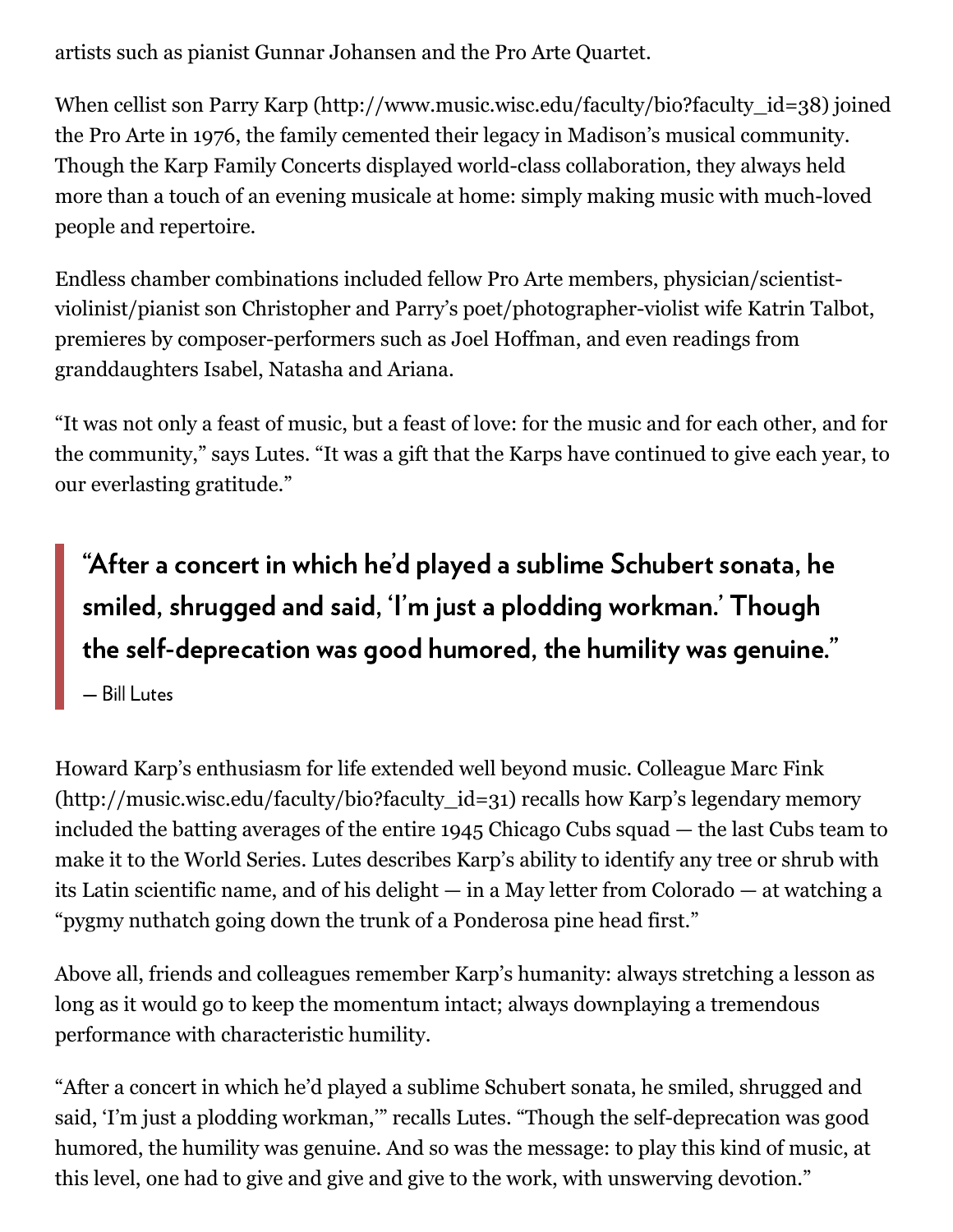artists such as pianist Gunnar Johansen and the Pro Arte Quartet.

When cellist son Parry Karp (http://www.music.wisc.edu/faculty/bio?faculty_id=38) joined the Pro Arte in 1976, the family cemented their legacy in Madison's musical community. Though the Karp Family Concerts displayed world-class collaboration, they always held more than a touch of an evening musicale at home: simply making music with much-loved people and repertoire.

Endless chamber combinations included fellow Pro Arte members, physician/scientist-violinist/pianist son Christopher and Parry's poet/photographer-violist wife Katrin Talbot, premieres by composer-performers such as Joel Hoffman, and even readings from granddaughters Isabel, Natasha and Ariana.

"It was not only a feast of music, but a feast of love: for the music and for each other, and for the community," says Lutes. "It was a gift that the Karps have continued to give each year, to our everlasting gratitude."

> **"After a concert in which he'd played a sublime Schubert sonata, he smiled, shrugged and said, 'I'm just a plodding workman.' Though the self-deprecation was good humored, the humility was genuine."**
>
> — Bill Lutes

Howard Karp's enthusiasm for life extended well beyond music. Colleague Marc Fink (http://music.wisc.edu/faculty/bio?faculty_id=31) recalls how Karp's legendary memory included the batting averages of the entire 1945 Chicago Cubs squad — the last Cubs team to make it to the World Series. Lutes describes Karp's ability to identify any tree or shrub with its Latin scientific name, and of his delight — in a May letter from Colorado — at watching a "pygmy nuthatch going down the trunk of a Ponderosa pine head first."

Above all, friends and colleagues remember Karp's humanity: always stretching a lesson as long as it would go to keep the momentum intact; always downplaying a tremendous performance with characteristic humility.

"After a concert in which he'd played a sublime Schubert sonata, he smiled, shrugged and said, 'I'm just a plodding workman,'" recalls Lutes. "Though the self-deprecation was good humored, the humility was genuine. And so was the message: to play this kind of music, at this level, one had to give and give and give to the work, with unswerving devotion."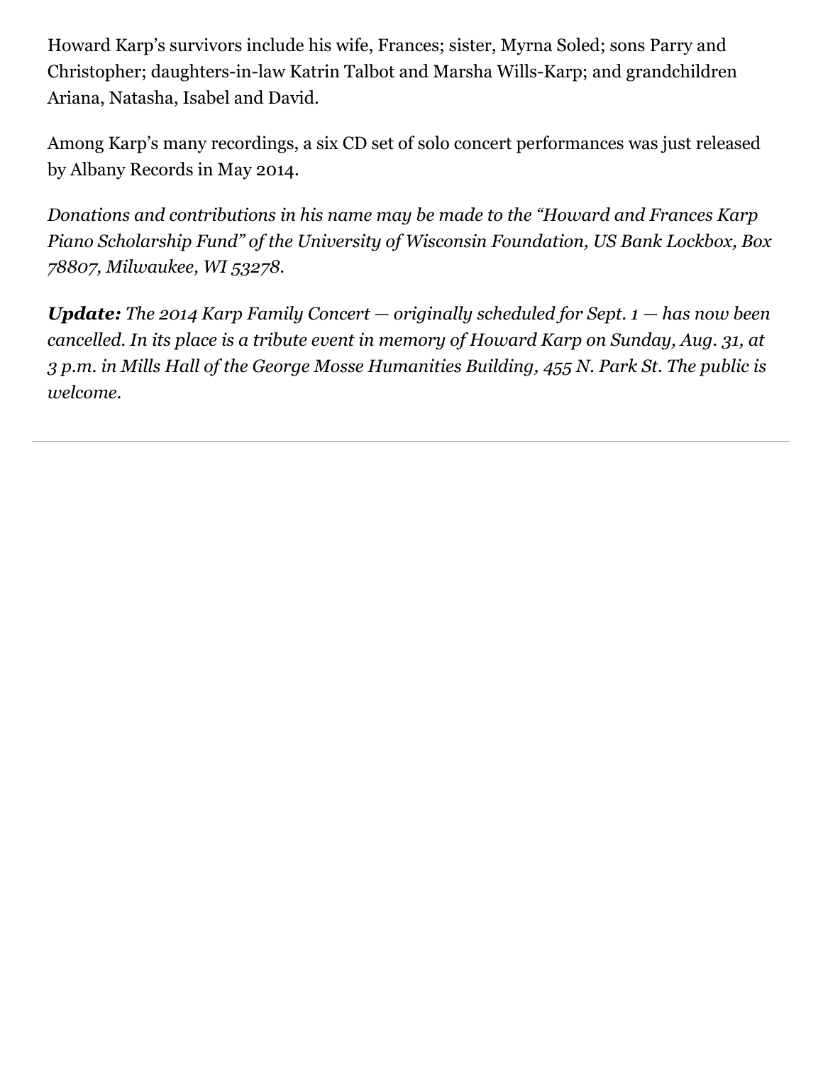Howard Karp's survivors include his wife, Frances; sister, Myrna Soled; sons Parry and Christopher; daughters-in-law Katrin Talbot and Marsha Wills-Karp; and grandchildren Ariana, Natasha, Isabel and David.

Among Karp's many recordings, a six CD set of solo concert performances was just released by Albany Records in May 2014.

*Donations and contributions in his name may be made to the "Howard and Frances Karp Piano Scholarship Fund" of the University of Wisconsin Foundation, US Bank Lockbox, Box 78807, Milwaukee, WI 53278.*

***Update:*** *The 2014 Karp Family Concert — originally scheduled for Sept. 1 — has now been cancelled. In its place is a tribute event in memory of Howard Karp on Sunday, Aug. 31, at 3 p.m. in Mills Hall of the George Mosse Humanities Building, 455 N. Park St. The public is welcome.*